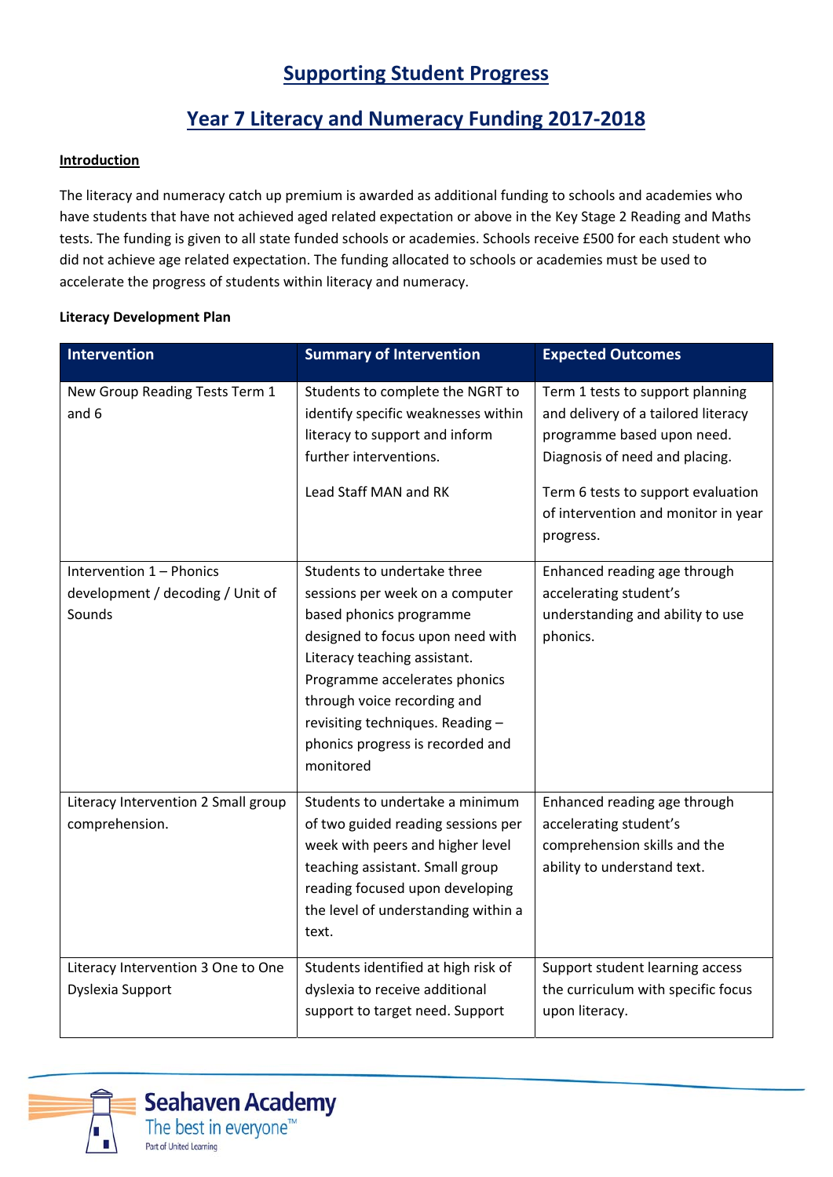# Supporting Student Progress

## Year 7 Literacy and Numeracy Funding 2017-2018

**Introduction**

The literacy and numeracy catch up premium is awarded as additional funding to schools and academies who have students that have not achieved aged related expectation or above in the Key Stage 2 Reading and Maths tests. The funding is given to all state funded schools or academies. Schools receive £500 for each student who did not achieve age related expectation. The funding allocated to schools or academies must be used to accelerate the progress of students within literacy and numeracy.

**Literacy Development Plan**

| Intervention | Summary of Intervention | Expected Outcomes |
| --- | --- | --- |
| New Group Reading Tests Term 1 and 6 | Students to complete the NGRT to identify specific weaknesses within literacy to support and inform further interventions.<br><br>Lead Staff MAN and RK | Term 1 tests to support planning and delivery of a tailored literacy programme based upon need. Diagnosis of need and placing.<br><br>Term 6 tests to support evaluation of intervention and monitor in year progress. |
| Intervention 1 – Phonics development / decoding / Unit of Sounds | Students to undertake three sessions per week on a computer based phonics programme designed to focus upon need with Literacy teaching assistant. Programme accelerates phonics through voice recording and revisiting techniques. Reading – phonics progress is recorded and monitored | Enhanced reading age through accelerating student's understanding and ability to use phonics. |
| Literacy Intervention 2 Small group comprehension. | Students to undertake a minimum of two guided reading sessions per week with peers and higher level teaching assistant. Small group reading focused upon developing the level of understanding within a text. | Enhanced reading age through accelerating student's comprehension skills and the ability to understand text. |
| Literacy Intervention 3 One to One Dyslexia Support | Students identified at high risk of dyslexia to receive additional support to target need. Support | Support student learning access the curriculum with specific focus upon literacy. |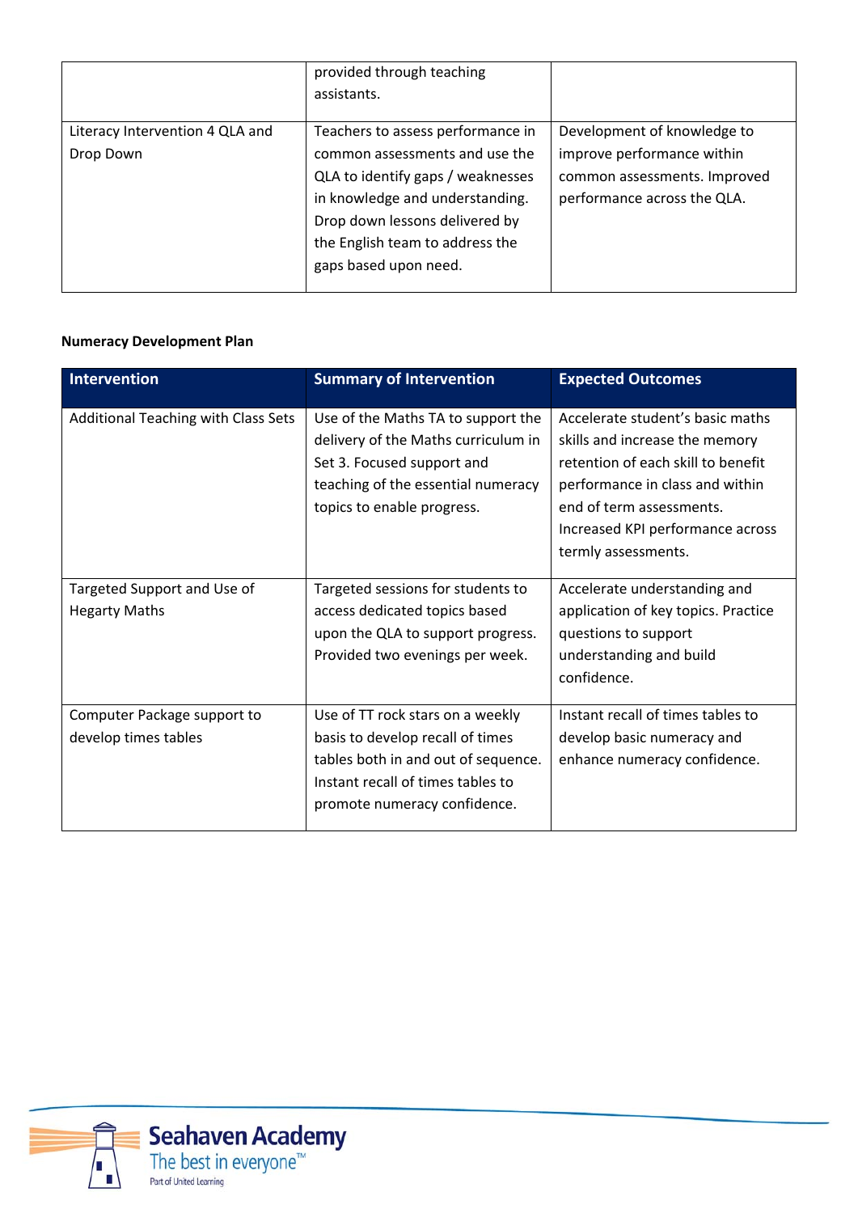| | | |
|---|---|---|
| | provided through teaching assistants. | |
| Literacy Intervention 4 QLA and Drop Down | Teachers to assess performance in common assessments and use the QLA to identify gaps / weaknesses in knowledge and understanding. Drop down lessons delivered by the English team to address the gaps based upon need. | Development of knowledge to improve performance within common assessments. Improved performance across the QLA. |

**Numeracy Development Plan**

| Intervention | Summary of Intervention | Expected Outcomes |
|---|---|---|
| Additional Teaching with Class Sets | Use of the Maths TA to support the delivery of the Maths curriculum in Set 3. Focused support and teaching of the essential numeracy topics to enable progress. | Accelerate student's basic maths skills and increase the memory retention of each skill to benefit performance in class and within end of term assessments. Increased KPI performance across termly assessments. |
| Targeted Support and Use of Hegarty Maths | Targeted sessions for students to access dedicated topics based upon the QLA to support progress. Provided two evenings per week. | Accelerate understanding and application of key topics. Practice questions to support understanding and build confidence. |
| Computer Package support to develop times tables | Use of TT rock stars on a weekly basis to develop recall of times tables both in and out of sequence. Instant recall of times tables to promote numeracy confidence. | Instant recall of times tables to develop basic numeracy and enhance numeracy confidence. |